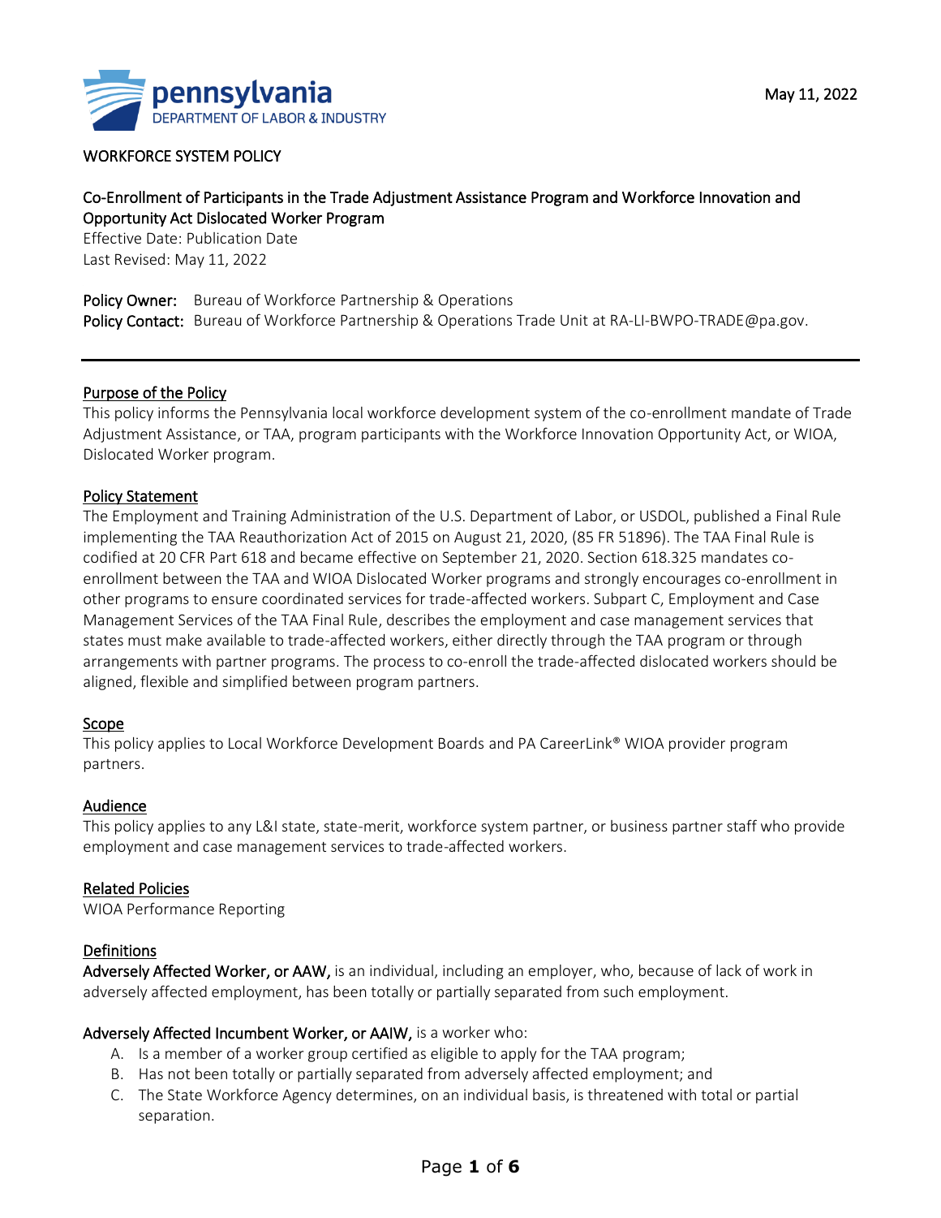pennsylvania
DEPARTMENT OF LABOR & INDUSTRY

May 11, 2022

WORKFORCE SYSTEM POLICY

# Co-Enrollment of Participants in the Trade Adjustment Assistance Program and Workforce Innovation and Opportunity Act Dislocated Worker Program

Effective Date: Publication Date
Last Revised: May 11, 2022

**Policy Owner:** Bureau of Workforce Partnership & Operations
**Policy Contact:** Bureau of Workforce Partnership & Operations Trade Unit at RA-LI-BWPO-TRADE@pa.gov.

---

## Purpose of the Policy

This policy informs the Pennsylvania local workforce development system of the co-enrollment mandate of Trade Adjustment Assistance, or TAA, program participants with the Workforce Innovation Opportunity Act, or WIOA, Dislocated Worker program.

## Policy Statement

The Employment and Training Administration of the U.S. Department of Labor, or USDOL, published a Final Rule implementing the TAA Reauthorization Act of 2015 on August 21, 2020, (85 FR 51896). The TAA Final Rule is codified at 20 CFR Part 618 and became effective on September 21, 2020. Section 618.325 mandates co-enrollment between the TAA and WIOA Dislocated Worker programs and strongly encourages co-enrollment in other programs to ensure coordinated services for trade-affected workers. Subpart C, Employment and Case Management Services of the TAA Final Rule, describes the employment and case management services that states must make available to trade-affected workers, either directly through the TAA program or through arrangements with partner programs. The process to co-enroll the trade-affected dislocated workers should be aligned, flexible and simplified between program partners.

## Scope

This policy applies to Local Workforce Development Boards and PA CareerLink® WIOA provider program partners.

## Audience

This policy applies to any L&I state, state-merit, workforce system partner, or business partner staff who provide employment and case management services to trade-affected workers.

## Related Policies

WIOA Performance Reporting

## Definitions

**Adversely Affected Worker, or AAW,** is an individual, including an employer, who, because of lack of work in adversely affected employment, has been totally or partially separated from such employment.

**Adversely Affected Incumbent Worker, or AAIW,** is a worker who:

A. Is a member of a worker group certified as eligible to apply for the TAA program;
B. Has not been totally or partially separated from adversely affected employment; and
C. The State Workforce Agency determines, on an individual basis, is threatened with total or partial separation.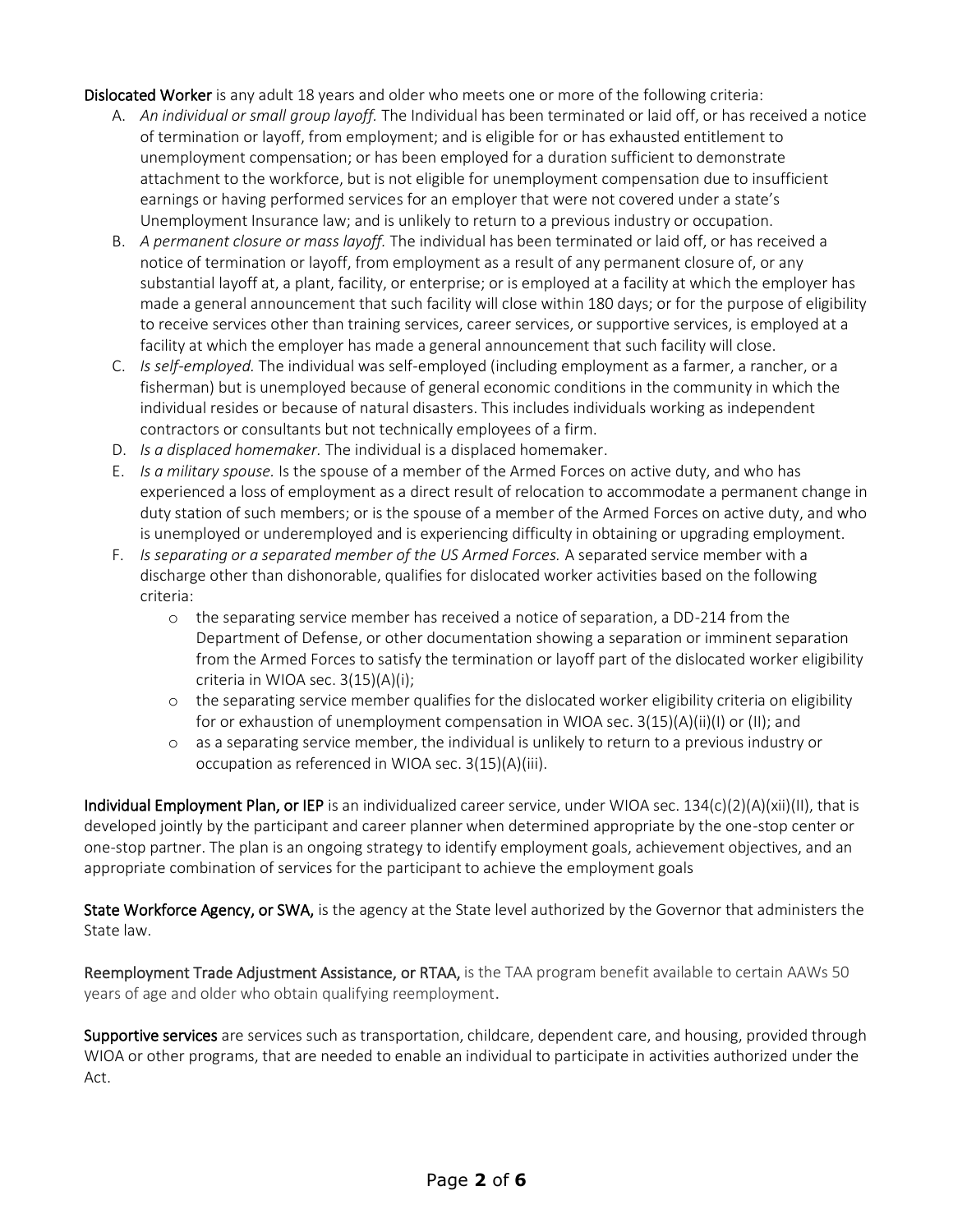**Dislocated Worker** is any adult 18 years and older who meets one or more of the following criteria:

A. *An individual or small group layoff.* The Individual has been terminated or laid off, or has received a notice of termination or layoff, from employment; and is eligible for or has exhausted entitlement to unemployment compensation; or has been employed for a duration sufficient to demonstrate attachment to the workforce, but is not eligible for unemployment compensation due to insufficient earnings or having performed services for an employer that were not covered under a state's Unemployment Insurance law; and is unlikely to return to a previous industry or occupation.
B. *A permanent closure or mass layoff.* The individual has been terminated or laid off, or has received a notice of termination or layoff, from employment as a result of any permanent closure of, or any substantial layoff at, a plant, facility, or enterprise; or is employed at a facility at which the employer has made a general announcement that such facility will close within 180 days; or for the purpose of eligibility to receive services other than training services, career services, or supportive services, is employed at a facility at which the employer has made a general announcement that such facility will close.
C. *Is self-employed.* The individual was self-employed (including employment as a farmer, a rancher, or a fisherman) but is unemployed because of general economic conditions in the community in which the individual resides or because of natural disasters. This includes individuals working as independent contractors or consultants but not technically employees of a firm.
D. *Is a displaced homemaker.* The individual is a displaced homemaker.
E. *Is a military spouse.* Is the spouse of a member of the Armed Forces on active duty, and who has experienced a loss of employment as a direct result of relocation to accommodate a permanent change in duty station of such members; or is the spouse of a member of the Armed Forces on active duty, and who is unemployed or underemployed and is experiencing difficulty in obtaining or upgrading employment.
F. *Is separating or a separated member of the US Armed Forces.* A separated service member with a discharge other than dishonorable, qualifies for dislocated worker activities based on the following criteria:
   - the separating service member has received a notice of separation, a DD-214 from the Department of Defense, or other documentation showing a separation or imminent separation from the Armed Forces to satisfy the termination or layoff part of the dislocated worker eligibility criteria in WIOA sec. 3(15)(A)(i);
   - the separating service member qualifies for the dislocated worker eligibility criteria on eligibility for or exhaustion of unemployment compensation in WIOA sec. 3(15)(A)(ii)(I) or (II); and
   - as a separating service member, the individual is unlikely to return to a previous industry or occupation as referenced in WIOA sec. 3(15)(A)(iii).

**Individual Employment Plan, or IEP** is an individualized career service, under WIOA sec. 134(c)(2)(A)(xii)(II), that is developed jointly by the participant and career planner when determined appropriate by the one-stop center or one-stop partner. The plan is an ongoing strategy to identify employment goals, achievement objectives, and an appropriate combination of services for the participant to achieve the employment goals

**State Workforce Agency, or SWA,** is the agency at the State level authorized by the Governor that administers the State law.

**Reemployment Trade Adjustment Assistance, or RTAA,** is the TAA program benefit available to certain AAWs 50 years of age and older who obtain qualifying reemployment.

**Supportive services** are services such as transportation, childcare, dependent care, and housing, provided through WIOA or other programs, that are needed to enable an individual to participate in activities authorized under the Act.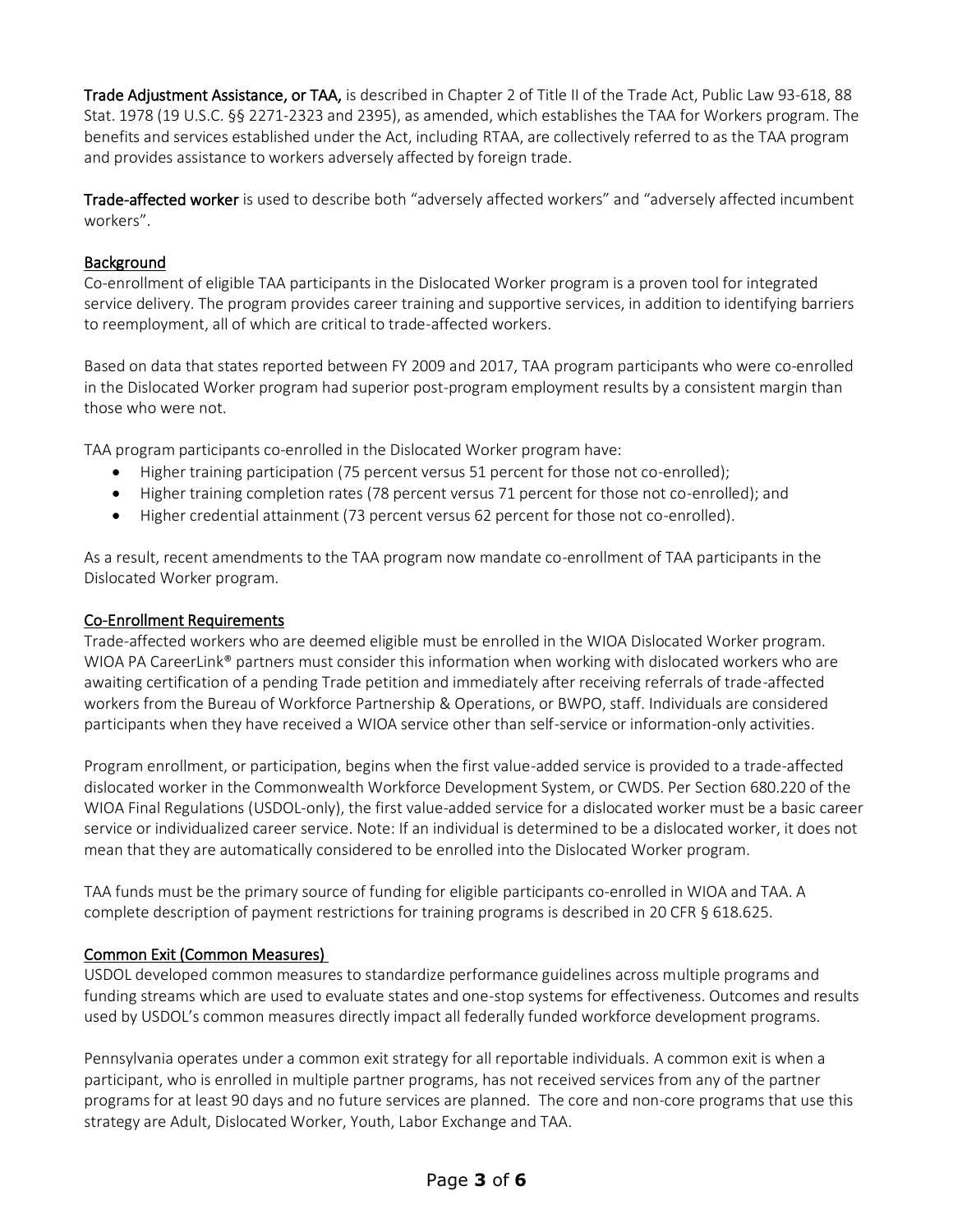**Trade Adjustment Assistance, or TAA,** is described in Chapter 2 of Title II of the Trade Act, Public Law 93-618, 88 Stat. 1978 (19 U.S.C. §§ 2271-2323 and 2395), as amended, which establishes the TAA for Workers program. The benefits and services established under the Act, including RTAA, are collectively referred to as the TAA program and provides assistance to workers adversely affected by foreign trade.

**Trade-affected worker** is used to describe both "adversely affected workers" and "adversely affected incumbent workers".

## Background

Co-enrollment of eligible TAA participants in the Dislocated Worker program is a proven tool for integrated service delivery. The program provides career training and supportive services, in addition to identifying barriers to reemployment, all of which are critical to trade-affected workers.

Based on data that states reported between FY 2009 and 2017, TAA program participants who were co-enrolled in the Dislocated Worker program had superior post-program employment results by a consistent margin than those who were not.

TAA program participants co-enrolled in the Dislocated Worker program have:

- Higher training participation (75 percent versus 51 percent for those not co-enrolled);
- Higher training completion rates (78 percent versus 71 percent for those not co-enrolled); and
- Higher credential attainment (73 percent versus 62 percent for those not co-enrolled).

As a result, recent amendments to the TAA program now mandate co-enrollment of TAA participants in the Dislocated Worker program.

## Co-Enrollment Requirements

Trade-affected workers who are deemed eligible must be enrolled in the WIOA Dislocated Worker program. WIOA PA CareerLink® partners must consider this information when working with dislocated workers who are awaiting certification of a pending Trade petition and immediately after receiving referrals of trade-affected workers from the Bureau of Workforce Partnership & Operations, or BWPO, staff. Individuals are considered participants when they have received a WIOA service other than self-service or information-only activities.

Program enrollment, or participation, begins when the first value-added service is provided to a trade-affected dislocated worker in the Commonwealth Workforce Development System, or CWDS. Per Section 680.220 of the WIOA Final Regulations (USDOL-only), the first value-added service for a dislocated worker must be a basic career service or individualized career service. Note: If an individual is determined to be a dislocated worker, it does not mean that they are automatically considered to be enrolled into the Dislocated Worker program.

TAA funds must be the primary source of funding for eligible participants co-enrolled in WIOA and TAA. A complete description of payment restrictions for training programs is described in 20 CFR § 618.625.

## Common Exit (Common Measures)

USDOL developed common measures to standardize performance guidelines across multiple programs and funding streams which are used to evaluate states and one-stop systems for effectiveness. Outcomes and results used by USDOL's common measures directly impact all federally funded workforce development programs.

Pennsylvania operates under a common exit strategy for all reportable individuals. A common exit is when a participant, who is enrolled in multiple partner programs, has not received services from any of the partner programs for at least 90 days and no future services are planned. The core and non-core programs that use this strategy are Adult, Dislocated Worker, Youth, Labor Exchange and TAA.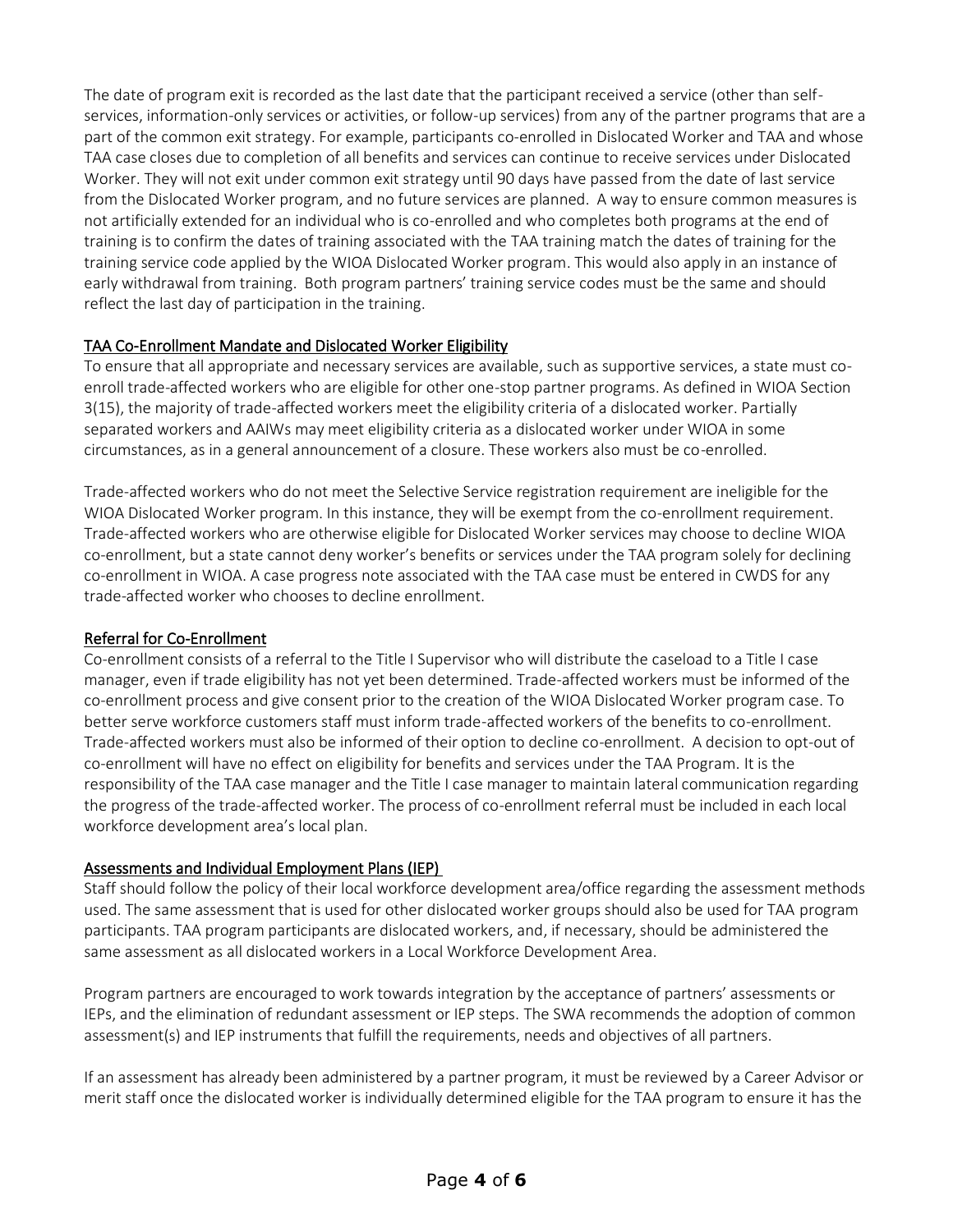The date of program exit is recorded as the last date that the participant received a service (other than self-services, information-only services or activities, or follow-up services) from any of the partner programs that are a part of the common exit strategy. For example, participants co-enrolled in Dislocated Worker and TAA and whose TAA case closes due to completion of all benefits and services can continue to receive services under Dislocated Worker. They will not exit under common exit strategy until 90 days have passed from the date of last service from the Dislocated Worker program, and no future services are planned. A way to ensure common measures is not artificially extended for an individual who is co-enrolled and who completes both programs at the end of training is to confirm the dates of training associated with the TAA training match the dates of training for the training service code applied by the WIOA Dislocated Worker program. This would also apply in an instance of early withdrawal from training. Both program partners' training service codes must be the same and should reflect the last day of participation in the training.

## TAA Co-Enrollment Mandate and Dislocated Worker Eligibility

To ensure that all appropriate and necessary services are available, such as supportive services, a state must co-enroll trade-affected workers who are eligible for other one-stop partner programs. As defined in WIOA Section 3(15), the majority of trade-affected workers meet the eligibility criteria of a dislocated worker. Partially separated workers and AAIWs may meet eligibility criteria as a dislocated worker under WIOA in some circumstances, as in a general announcement of a closure. These workers also must be co-enrolled.

Trade-affected workers who do not meet the Selective Service registration requirement are ineligible for the WIOA Dislocated Worker program. In this instance, they will be exempt from the co-enrollment requirement. Trade-affected workers who are otherwise eligible for Dislocated Worker services may choose to decline WIOA co-enrollment, but a state cannot deny worker's benefits or services under the TAA program solely for declining co-enrollment in WIOA. A case progress note associated with the TAA case must be entered in CWDS for any trade-affected worker who chooses to decline enrollment.

## Referral for Co-Enrollment

Co-enrollment consists of a referral to the Title I Supervisor who will distribute the caseload to a Title I case manager, even if trade eligibility has not yet been determined. Trade-affected workers must be informed of the co-enrollment process and give consent prior to the creation of the WIOA Dislocated Worker program case. To better serve workforce customers staff must inform trade-affected workers of the benefits to co-enrollment. Trade-affected workers must also be informed of their option to decline co-enrollment. A decision to opt-out of co-enrollment will have no effect on eligibility for benefits and services under the TAA Program. It is the responsibility of the TAA case manager and the Title I case manager to maintain lateral communication regarding the progress of the trade-affected worker. The process of co-enrollment referral must be included in each local workforce development area's local plan.

## Assessments and Individual Employment Plans (IEP)

Staff should follow the policy of their local workforce development area/office regarding the assessment methods used. The same assessment that is used for other dislocated worker groups should also be used for TAA program participants. TAA program participants are dislocated workers, and, if necessary, should be administered the same assessment as all dislocated workers in a Local Workforce Development Area.

Program partners are encouraged to work towards integration by the acceptance of partners' assessments or IEPs, and the elimination of redundant assessment or IEP steps. The SWA recommends the adoption of common assessment(s) and IEP instruments that fulfill the requirements, needs and objectives of all partners.

If an assessment has already been administered by a partner program, it must be reviewed by a Career Advisor or merit staff once the dislocated worker is individually determined eligible for the TAA program to ensure it has the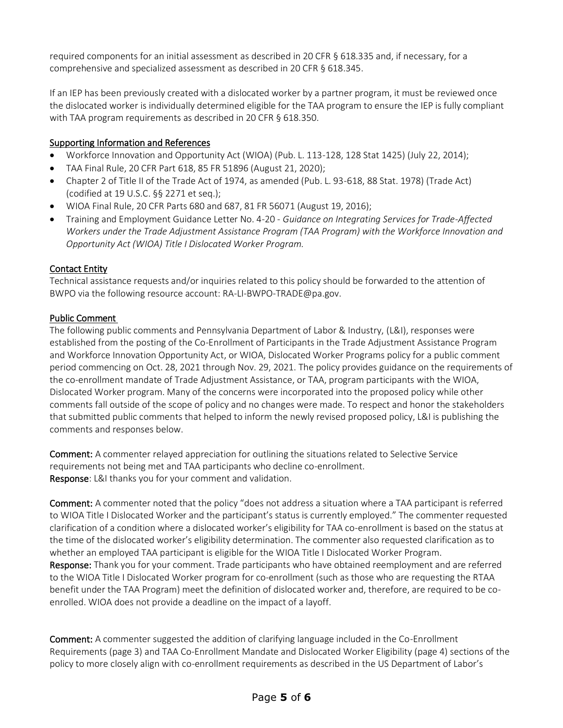required components for an initial assessment as described in 20 CFR § 618.335 and, if necessary, for a comprehensive and specialized assessment as described in 20 CFR § 618.345.

If an IEP has been previously created with a dislocated worker by a partner program, it must be reviewed once the dislocated worker is individually determined eligible for the TAA program to ensure the IEP is fully compliant with TAA program requirements as described in 20 CFR § 618.350.

## Supporting Information and References

- Workforce Innovation and Opportunity Act (WIOA) (Pub. L. 113-128, 128 Stat 1425) (July 22, 2014);
- TAA Final Rule, 20 CFR Part 618, 85 FR 51896 (August 21, 2020);
- Chapter 2 of Title II of the Trade Act of 1974, as amended (Pub. L. 93-618, 88 Stat. 1978) (Trade Act) (codified at 19 U.S.C. §§ 2271 et seq.);
- WIOA Final Rule, 20 CFR Parts 680 and 687, 81 FR 56071 (August 19, 2016);
- Training and Employment Guidance Letter No. 4-20 - *Guidance on Integrating Services for Trade-Affected Workers under the Trade Adjustment Assistance Program (TAA Program) with the Workforce Innovation and Opportunity Act (WIOA) Title I Dislocated Worker Program.*

## Contact Entity

Technical assistance requests and/or inquiries related to this policy should be forwarded to the attention of BWPO via the following resource account: RA-LI-BWPO-TRADE@pa.gov.

## Public Comment

The following public comments and Pennsylvania Department of Labor & Industry, (L&I), responses were established from the posting of the Co-Enrollment of Participants in the Trade Adjustment Assistance Program and Workforce Innovation Opportunity Act, or WIOA, Dislocated Worker Programs policy for a public comment period commencing on Oct. 28, 2021 through Nov. 29, 2021. The policy provides guidance on the requirements of the co-enrollment mandate of Trade Adjustment Assistance, or TAA, program participants with the WIOA, Dislocated Worker program. Many of the concerns were incorporated into the proposed policy while other comments fall outside of the scope of policy and no changes were made. To respect and honor the stakeholders that submitted public comments that helped to inform the newly revised proposed policy, L&I is publishing the comments and responses below.

**Comment:** A commenter relayed appreciation for outlining the situations related to Selective Service requirements not being met and TAA participants who decline co-enrollment.
**Response**: L&I thanks you for your comment and validation.

**Comment:** A commenter noted that the policy "does not address a situation where a TAA participant is referred to WIOA Title I Dislocated Worker and the participant's status is currently employed." The commenter requested clarification of a condition where a dislocated worker's eligibility for TAA co-enrollment is based on the status at the time of the dislocated worker's eligibility determination. The commenter also requested clarification as to whether an employed TAA participant is eligible for the WIOA Title I Dislocated Worker Program.
**Response:** Thank you for your comment. Trade participants who have obtained reemployment and are referred to the WIOA Title I Dislocated Worker program for co-enrollment (such as those who are requesting the RTAA benefit under the TAA Program) meet the definition of dislocated worker and, therefore, are required to be co-enrolled. WIOA does not provide a deadline on the impact of a layoff.

**Comment:** A commenter suggested the addition of clarifying language included in the Co-Enrollment Requirements (page 3) and TAA Co-Enrollment Mandate and Dislocated Worker Eligibility (page 4) sections of the policy to more closely align with co-enrollment requirements as described in the US Department of Labor's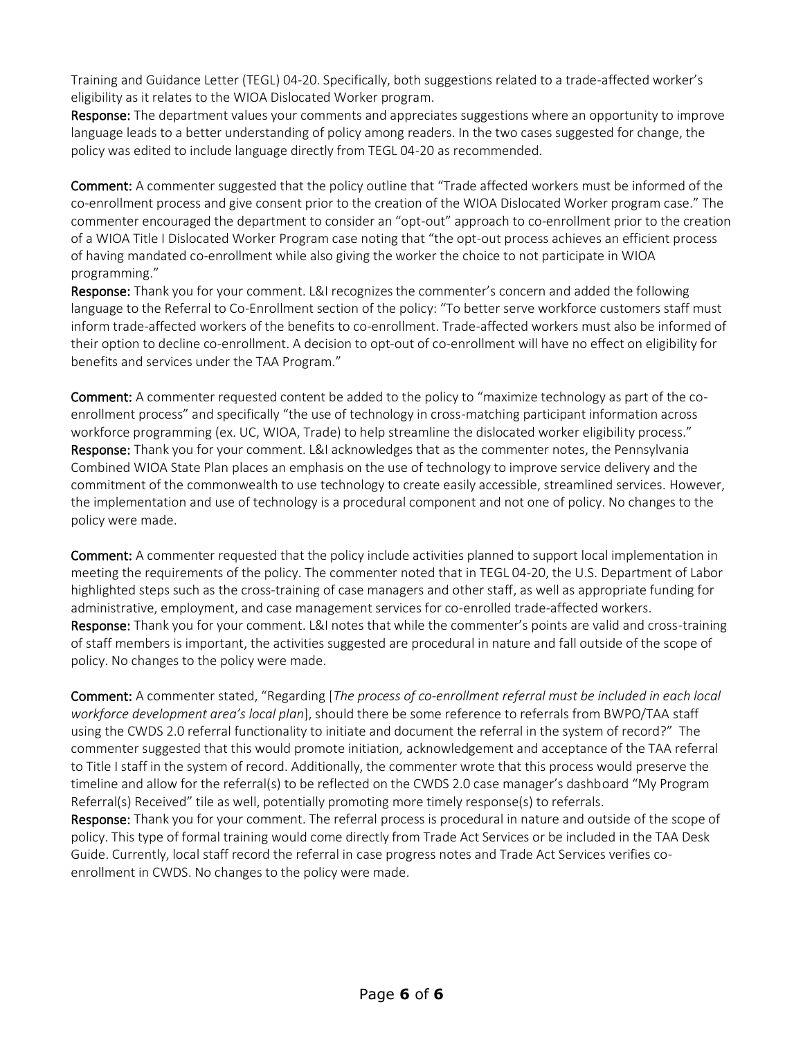Training and Guidance Letter (TEGL) 04-20. Specifically, both suggestions related to a trade-affected worker's eligibility as it relates to the WIOA Dislocated Worker program.

**Response:** The department values your comments and appreciates suggestions where an opportunity to improve language leads to a better understanding of policy among readers. In the two cases suggested for change, the policy was edited to include language directly from TEGL 04-20 as recommended.

**Comment:** A commenter suggested that the policy outline that "Trade affected workers must be informed of the co-enrollment process and give consent prior to the creation of the WIOA Dislocated Worker program case." The commenter encouraged the department to consider an "opt-out" approach to co-enrollment prior to the creation of a WIOA Title I Dislocated Worker Program case noting that "the opt-out process achieves an efficient process of having mandated co-enrollment while also giving the worker the choice to not participate in WIOA programming."

**Response:** Thank you for your comment. L&I recognizes the commenter's concern and added the following language to the Referral to Co-Enrollment section of the policy: "To better serve workforce customers staff must inform trade-affected workers of the benefits to co-enrollment. Trade-affected workers must also be informed of their option to decline co-enrollment. A decision to opt-out of co-enrollment will have no effect on eligibility for benefits and services under the TAA Program."

**Comment:** A commenter requested content be added to the policy to "maximize technology as part of the co-enrollment process" and specifically "the use of technology in cross-matching participant information across workforce programming (ex. UC, WIOA, Trade) to help streamline the dislocated worker eligibility process."

**Response:** Thank you for your comment. L&I acknowledges that as the commenter notes, the Pennsylvania Combined WIOA State Plan places an emphasis on the use of technology to improve service delivery and the commitment of the commonwealth to use technology to create easily accessible, streamlined services. However, the implementation and use of technology is a procedural component and not one of policy. No changes to the policy were made.

**Comment:** A commenter requested that the policy include activities planned to support local implementation in meeting the requirements of the policy. The commenter noted that in TEGL 04-20, the U.S. Department of Labor highlighted steps such as the cross-training of case managers and other staff, as well as appropriate funding for administrative, employment, and case management services for co-enrolled trade-affected workers.

**Response:** Thank you for your comment. L&I notes that while the commenter's points are valid and cross-training of staff members is important, the activities suggested are procedural in nature and fall outside of the scope of policy. No changes to the policy were made.

**Comment:** A commenter stated, "Regarding [*The process of co-enrollment referral must be included in each local workforce development area's local plan*], should there be some reference to referrals from BWPO/TAA staff using the CWDS 2.0 referral functionality to initiate and document the referral in the system of record?" The commenter suggested that this would promote initiation, acknowledgement and acceptance of the TAA referral to Title I staff in the system of record. Additionally, the commenter wrote that this process would preserve the timeline and allow for the referral(s) to be reflected on the CWDS 2.0 case manager's dashboard "My Program Referral(s) Received" tile as well, potentially promoting more timely response(s) to referrals.

**Response:** Thank you for your comment. The referral process is procedural in nature and outside of the scope of policy. This type of formal training would come directly from Trade Act Services or be included in the TAA Desk Guide. Currently, local staff record the referral in case progress notes and Trade Act Services verifies co-enrollment in CWDS. No changes to the policy were made.